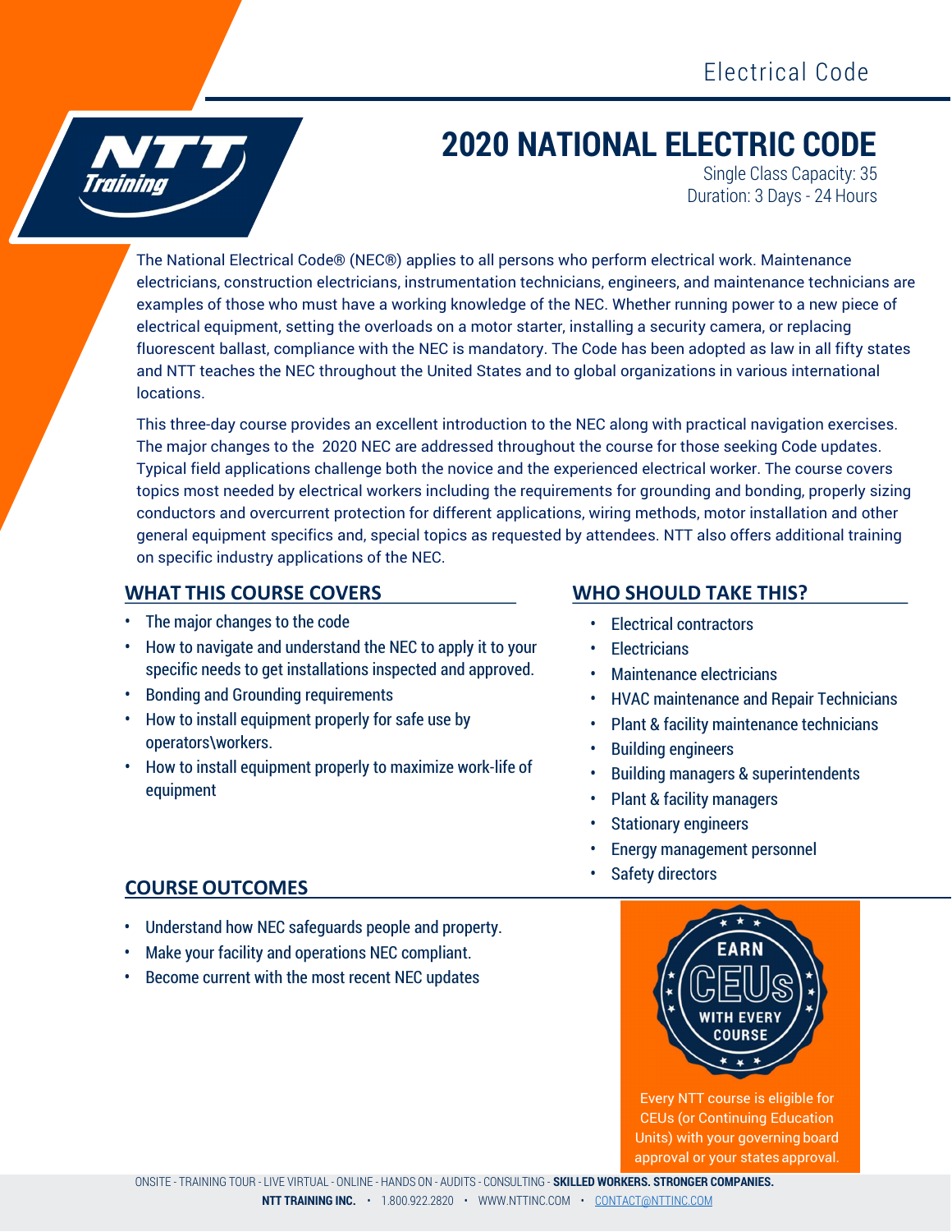Electrical Code

# 2020 NATIONAL ELECTRIC CODE

Single Class Capacity: 35
Duration: 3 Days - 24 Hours

The National Electrical Code® (NEC®) applies to all persons who perform electrical work. Maintenance electricians, construction electricians, instrumentation technicians, engineers, and maintenance technicians are examples of those who must have a working knowledge of the NEC. Whether running power to a new piece of electrical equipment, setting the overloads on a motor starter, installing a security camera, or replacing fluorescent ballast, compliance with the NEC is mandatory. The Code has been adopted as law in all fifty states and NTT teaches the NEC throughout the United States and to global organizations in various international locations.

This three-day course provides an excellent introduction to the NEC along with practical navigation exercises. The major changes to the 2020 NEC are addressed throughout the course for those seeking Code updates. Typical field applications challenge both the novice and the experienced electrical worker. The course covers topics most needed by electrical workers including the requirements for grounding and bonding, properly sizing conductors and overcurrent protection for different applications, wiring methods, motor installation and other general equipment specifics and, special topics as requested by attendees. NTT also offers additional training on specific industry applications of the NEC.

## WHAT THIS COURSE COVERS

- The major changes to the code
- How to navigate and understand the NEC to apply it to your specific needs to get installations inspected and approved.
- Bonding and Grounding requirements
- How to install equipment properly for safe use by operators\workers.
- How to install equipment properly to maximize work-life of equipment

## WHO SHOULD TAKE THIS?

- Electrical contractors
- Electricians
- Maintenance electricians
- HVAC maintenance and Repair Technicians
- Plant & facility maintenance technicians
- Building engineers
- Building managers & superintendents
- Plant & facility managers
- Stationary engineers
- Energy management personnel
- Safety directors

## COURSE OUTCOMES

- Understand how NEC safeguards people and property.
- Make your facility and operations NEC compliant.
- Become current with the most recent NEC updates

EARN CEUs WITH EVERY COURSE

Every NTT course is eligible for CEUs (or Continuing Education Units) with your governing board approval or your states approval.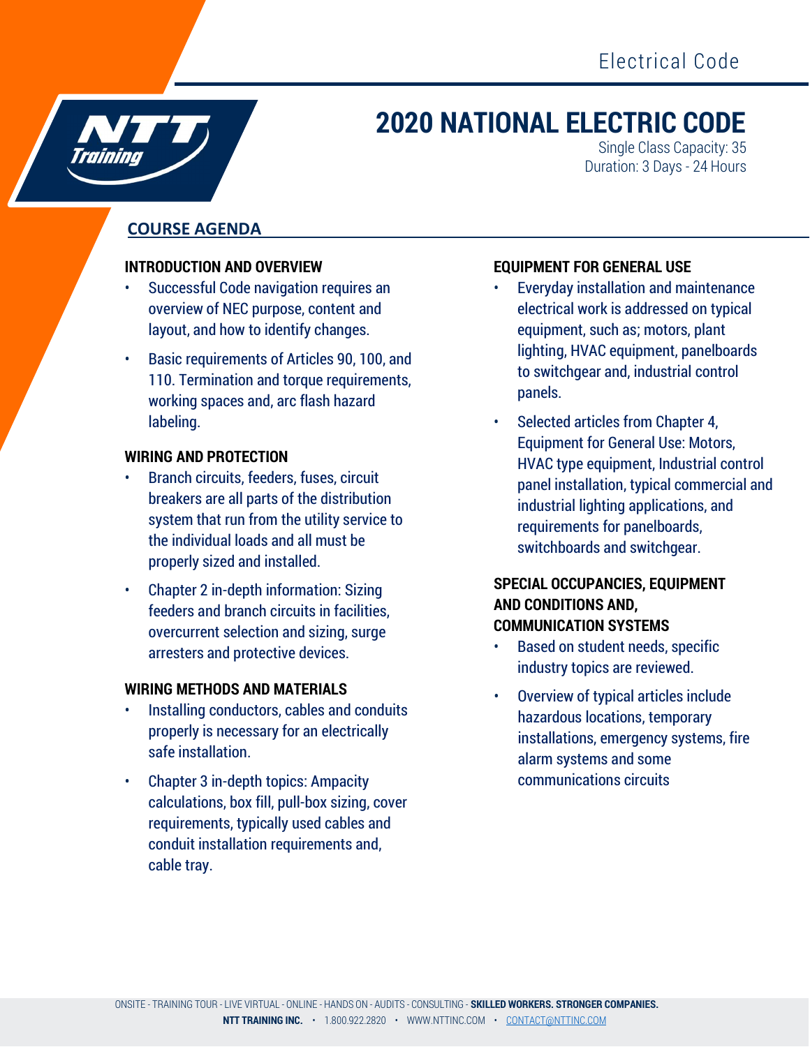Electrical Code

# 2020 NATIONAL ELECTRIC CODE

Single Class Capacity: 35
Duration: 3 Days - 24 Hours

## COURSE AGENDA

### INTRODUCTION AND OVERVIEW

- Successful Code navigation requires an overview of NEC purpose, content and layout, and how to identify changes.
- Basic requirements of Articles 90, 100, and 110. Termination and torque requirements, working spaces and, arc flash hazard labeling.

### WIRING AND PROTECTION

- Branch circuits, feeders, fuses, circuit breakers are all parts of the distribution system that run from the utility service to the individual loads and all must be properly sized and installed.
- Chapter 2 in-depth information: Sizing feeders and branch circuits in facilities, overcurrent selection and sizing, surge arresters and protective devices.

### WIRING METHODS AND MATERIALS

- Installing conductors, cables and conduits properly is necessary for an electrically safe installation.
- Chapter 3 in-depth topics: Ampacity calculations, box fill, pull-box sizing, cover requirements, typically used cables and conduit installation requirements and, cable tray.

### EQUIPMENT FOR GENERAL USE

- Everyday installation and maintenance electrical work is addressed on typical equipment, such as; motors, plant lighting, HVAC equipment, panelboards to switchgear and, industrial control panels.
- Selected articles from Chapter 4, Equipment for General Use: Motors, HVAC type equipment, Industrial control panel installation, typical commercial and industrial lighting applications, and requirements for panelboards, switchboards and switchgear.

### SPECIAL OCCUPANCIES, EQUIPMENT AND CONDITIONS AND, COMMUNICATION SYSTEMS

- Based on student needs, specific industry topics are reviewed.
- Overview of typical articles include hazardous locations, temporary installations, emergency systems, fire alarm systems and some communications circuits

ONSITE - TRAINING TOUR - LIVE VIRTUAL - ONLINE - HANDS ON - AUDITS - CONSULTING - **SKILLED WORKERS. STRONGER COMPANIES.**

**NTT TRAINING INC.** • 1.800.922.2820 • WWW.NTTINC.COM • CONTACT@NTTINC.COM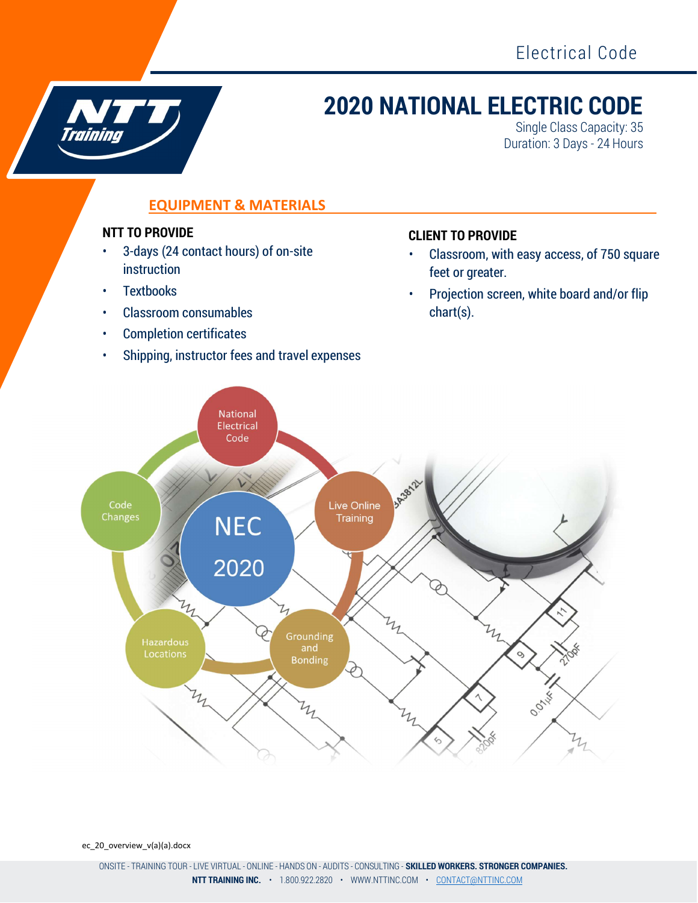Electrical Code

# 2020 NATIONAL ELECTRIC CODE

Single Class Capacity: 35
Duration: 3 Days - 24 Hours

## EQUIPMENT & MATERIALS

### NTT TO PROVIDE

- 3-days (24 contact hours) of on-site instruction
- Textbooks
- Classroom consumables
- Completion certificates
- Shipping, instructor fees and travel expenses

### CLIENT TO PROVIDE

- Classroom, with easy access, of 750 square feet or greater.
- Projection screen, white board and/or flip chart(s).

NEC 2020

National Electrical Code

Live Online Training

Grounding and Bonding

Hazardous Locations

Code Changes

ec_20_overview_v(a)(a).docx

ONSITE - TRAINING TOUR - LIVE VIRTUAL - ONLINE - HANDS ON - AUDITS - CONSULTING - **SKILLED WORKERS. STRONGER COMPANIES.**

**NTT TRAINING INC.** • 1.800.922.2820 • WWW.NTTINC.COM • CONTACT@NTTINC.COM